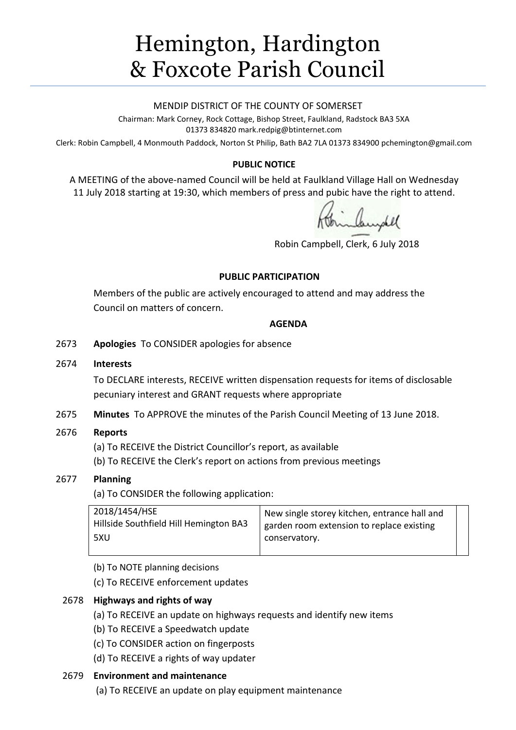# Hemington, Hardington & Foxcote Parish Council

MENDIP DISTRICT OF THE COUNTY OF SOMERSET

Chairman: Mark Corney, Rock Cottage, Bishop Street, Faulkland, Radstock BA3 5XA
01373 834820 mark.redpig@btinternet.com

Clerk: Robin Campbell, 4 Monmouth Paddock, Norton St Philip, Bath BA2 7LA 01373 834900 pchemington@gmail.com

**PUBLIC NOTICE**

A MEETING of the above-named Council will be held at Faulkland Village Hall on Wednesday 11 July 2018 starting at 19:30, which members of press and pubic have the right to attend.

Robin Campbell, Clerk, 6 July 2018

**PUBLIC PARTICIPATION**

Members of the public are actively encouraged to attend and may address the Council on matters of concern.

**AGENDA**

2673 **Apologies** To CONSIDER apologies for absence

2674 **Interests**

To DECLARE interests, RECEIVE written dispensation requests for items of disclosable pecuniary interest and GRANT requests where appropriate

2675 **Minutes** To APPROVE the minutes of the Parish Council Meeting of 13 June 2018.

2676 **Reports**

(a) To RECEIVE the District Councillor's report, as available

(b) To RECEIVE the Clerk's report on actions from previous meetings

2677 **Planning**

(a) To CONSIDER the following application:

| | | |
|---|---|---|
| 2018/1454/HSE<br>Hillside Southfield Hill Hemington BA3 5XU | New single storey kitchen, entrance hall and garden room extension to replace existing conservatory. | |

(b) To NOTE planning decisions

(c) To RECEIVE enforcement updates

2678 **Highways and rights of way**

(a) To RECEIVE an update on highways requests and identify new items

(b) To RECEIVE a Speedwatch update

(c) To CONSIDER action on fingerposts

(d) To RECEIVE a rights of way updater

2679 **Environment and maintenance**

(a) To RECEIVE an update on play equipment maintenance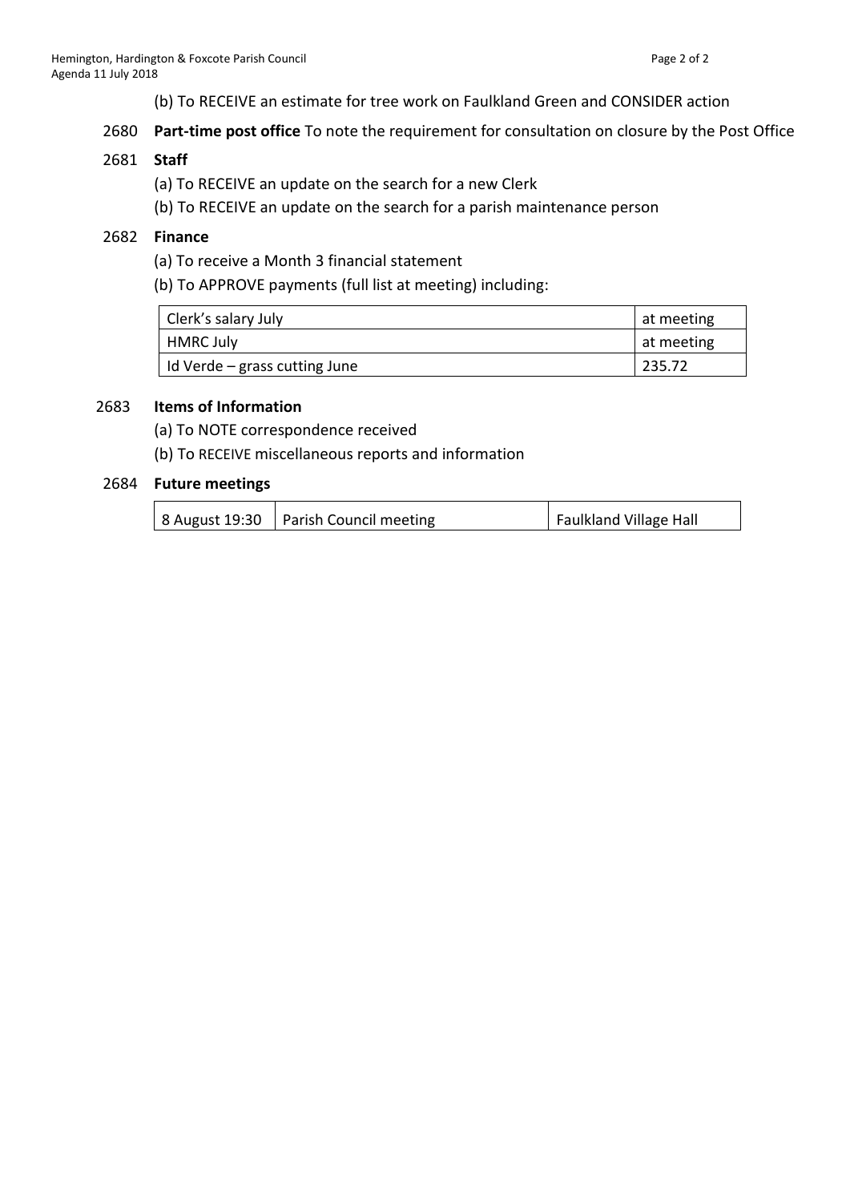(b) To RECEIVE an estimate for tree work on Faulkland Green and CONSIDER action

2680 **Part-time post office** To note the requirement for consultation on closure by the Post Office

2681 **Staff**

(a) To RECEIVE an update on the search for a new Clerk

(b) To RECEIVE an update on the search for a parish maintenance person

2682 **Finance**

(a) To receive a Month 3 financial statement

(b) To APPROVE payments (full list at meeting) including:

| | |
|---|---|
| Clerk's salary July | at meeting |
| HMRC July | at meeting |
| Id Verde – grass cutting June | 235.72 |

2683 **Items of Information**

(a) To NOTE correspondence received

(b) To RECEIVE miscellaneous reports and information

2684 **Future meetings**

| | | |
|---|---|---|
| 8 August 19:30 | Parish Council meeting | Faulkland Village Hall |